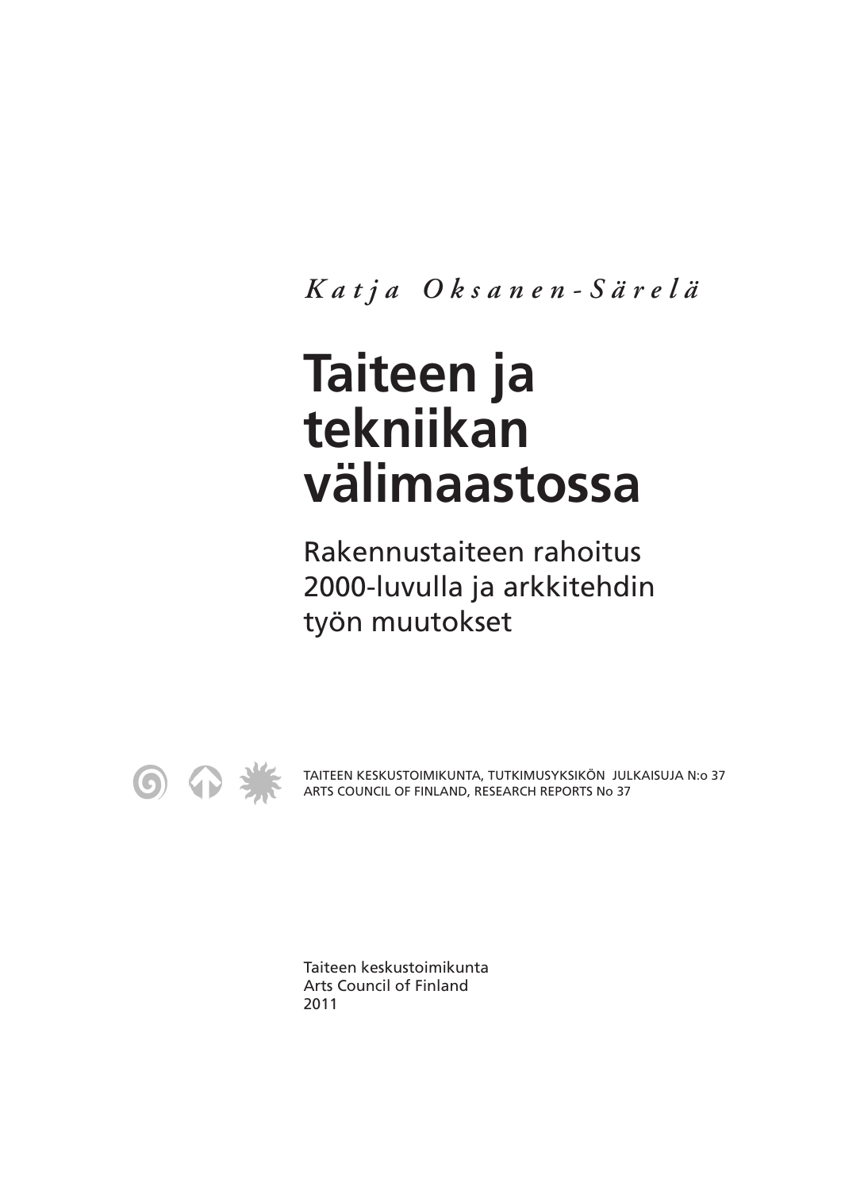*Katja Oksanen-Särelä*

# Taiteen ja tekniikan välimaastossa

## Rakennustaiteen rahoitus 2000-luvulla ja arkkitehdin työn muutokset

TAITEEN KESKUSTOIMIKUNTA, TUTKIMUSYKSIKÖN JULKAISUJA N:o 37
ARTS COUNCIL OF FINLAND, RESEARCH REPORTS No 37

Taiteen keskustoimikunta
Arts Council of Finland
2011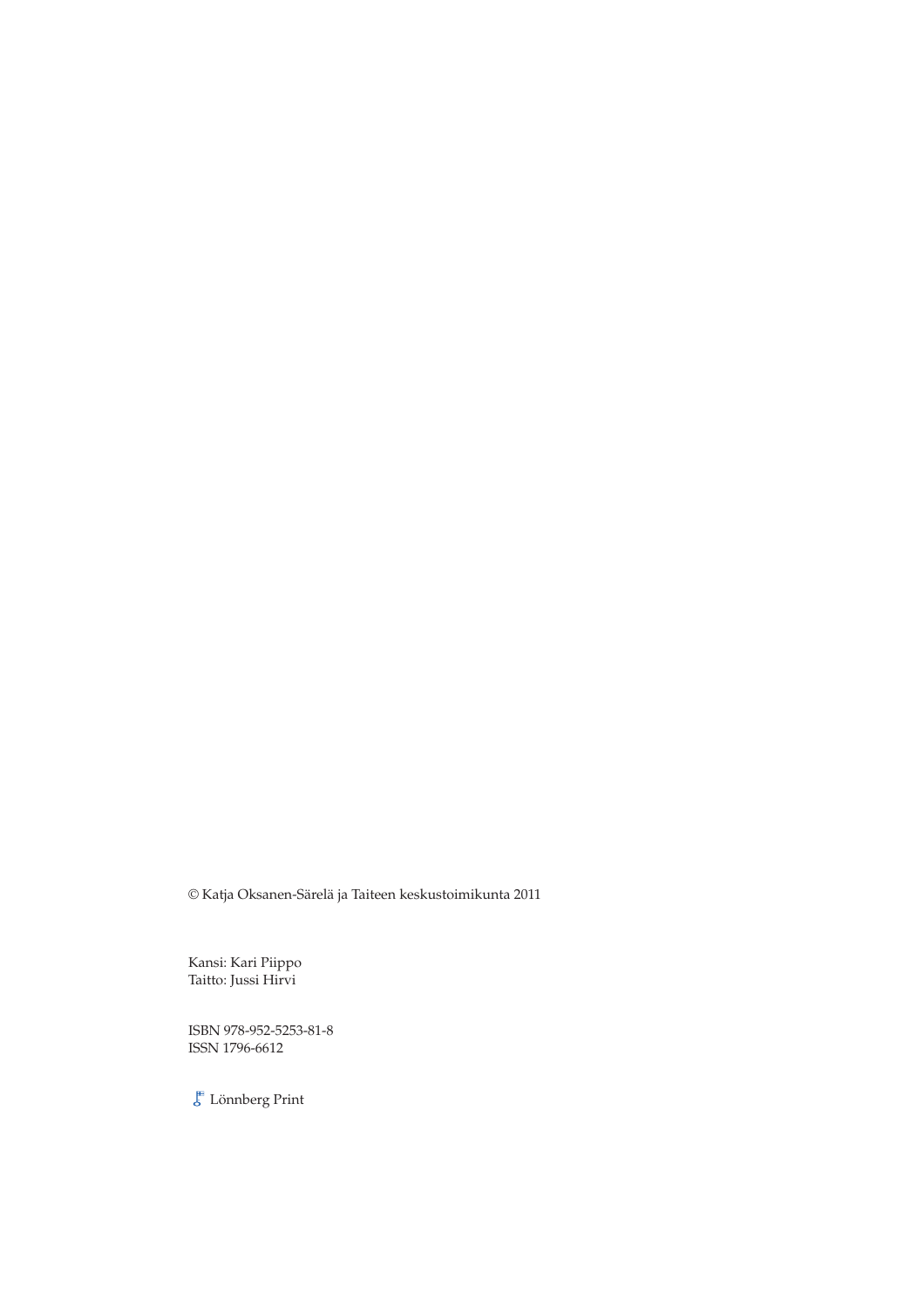© Katja Oksanen-Särelä ja Taiteen keskustoimikunta 2011

Kansi: Kari Piippo
Taitto: Jussi Hirvi

ISBN 978-952-5253-81-8
ISSN 1796-6612

Lönnberg Print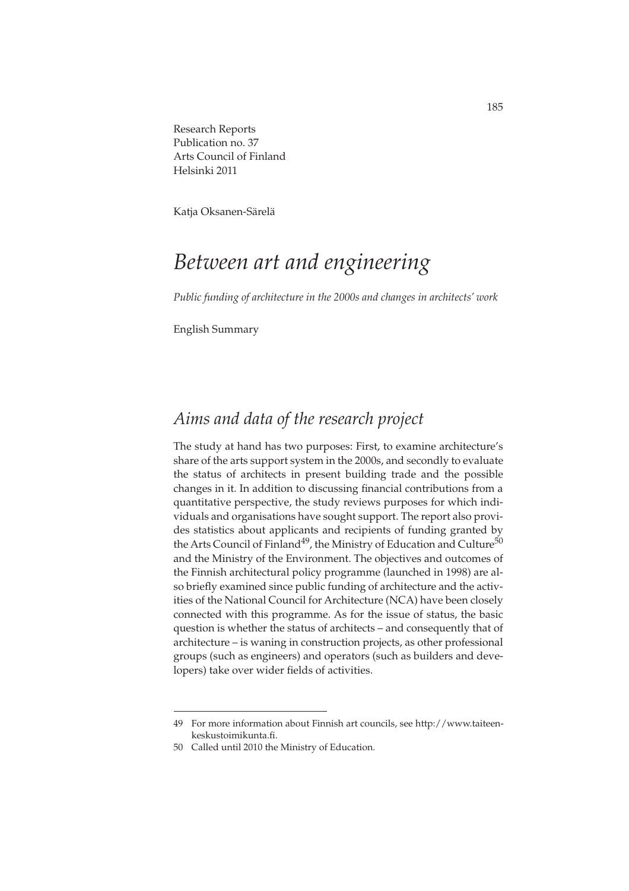Research Reports
Publication no. 37
Arts Council of Finland
Helsinki 2011

Katja Oksanen-Särelä

# *Between art and engineering*

*Public funding of architecture in the 2000s and changes in architects' work*

English Summary

## *Aims and data of the research project*

The study at hand has two purposes: First, to examine architecture's share of the arts support system in the 2000s, and secondly to evaluate the status of architects in present building trade and the possible changes in it. In addition to discussing financial contributions from a quantitative perspective, the study reviews purposes for which individuals and organisations have sought support. The report also provides statistics about applicants and recipients of funding granted by the Arts Council of Finland[49], the Ministry of Education and Culture[50] and the Ministry of the Environment. The objectives and outcomes of the Finnish architectural policy programme (launched in 1998) are also briefly examined since public funding of architecture and the activities of the National Council for Architecture (NCA) have been closely connected with this programme. As for the issue of status, the basic question is whether the status of architects – and consequently that of architecture – is waning in construction projects, as other professional groups (such as engineers) and operators (such as builders and developers) take over wider fields of activities.

---

49 For more information about Finnish art councils, see http://www.taiteenkeskustoimikunta.fi.

50 Called until 2010 the Ministry of Education.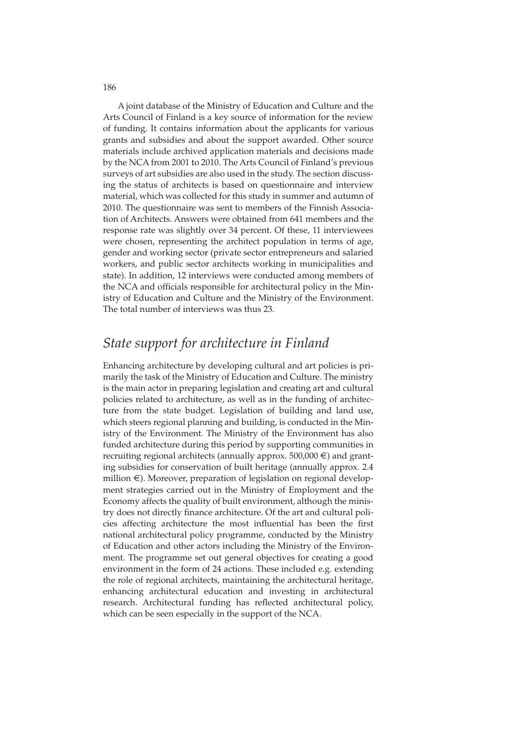A joint database of the Ministry of Education and Culture and the Arts Council of Finland is a key source of information for the review of funding. It contains information about the applicants for various grants and subsidies and about the support awarded. Other source materials include archived application materials and decisions made by the NCA from 2001 to 2010. The Arts Council of Finland's previous surveys of art subsidies are also used in the study. The section discussing the status of architects is based on questionnaire and interview material, which was collected for this study in summer and autumn of 2010. The questionnaire was sent to members of the Finnish Association of Architects. Answers were obtained from 641 members and the response rate was slightly over 34 percent. Of these, 11 interviewees were chosen, representing the architect population in terms of age, gender and working sector (private sector entrepreneurs and salaried workers, and public sector architects working in municipalities and state). In addition, 12 interviews were conducted among members of the NCA and officials responsible for architectural policy in the Ministry of Education and Culture and the Ministry of the Environment. The total number of interviews was thus 23.

## *State support for architecture in Finland*

Enhancing architecture by developing cultural and art policies is primarily the task of the Ministry of Education and Culture. The ministry is the main actor in preparing legislation and creating art and cultural policies related to architecture, as well as in the funding of architecture from the state budget. Legislation of building and land use, which steers regional planning and building, is conducted in the Ministry of the Environment. The Ministry of the Environment has also funded architecture during this period by supporting communities in recruiting regional architects (annually approx. 500,000 €) and granting subsidies for conservation of built heritage (annually approx. 2.4 million €). Moreover, preparation of legislation on regional development strategies carried out in the Ministry of Employment and the Economy affects the quality of built environment, although the ministry does not directly finance architecture. Of the art and cultural policies affecting architecture the most influential has been the first national architectural policy programme, conducted by the Ministry of Education and other actors including the Ministry of the Environment. The programme set out general objectives for creating a good environment in the form of 24 actions. These included e.g. extending the role of regional architects, maintaining the architectural heritage, enhancing architectural education and investing in architectural research. Architectural funding has reflected architectural policy, which can be seen especially in the support of the NCA.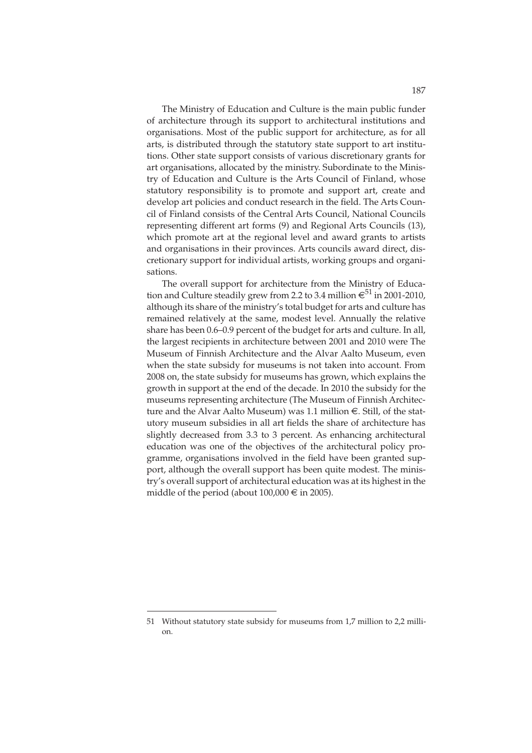The Ministry of Education and Culture is the main public funder of architecture through its support to architectural institutions and organisations. Most of the public support for architecture, as for all arts, is distributed through the statutory state support to art institutions. Other state support consists of various discretionary grants for art organisations, allocated by the ministry. Subordinate to the Ministry of Education and Culture is the Arts Council of Finland, whose statutory responsibility is to promote and support art, create and develop art policies and conduct research in the field. The Arts Council of Finland consists of the Central Arts Council, National Councils representing different art forms (9) and Regional Arts Councils (13), which promote art at the regional level and award grants to artists and organisations in their provinces. Arts councils award direct, discretionary support for individual artists, working groups and organisations.

The overall support for architecture from the Ministry of Education and Culture steadily grew from 2.2 to 3.4 million €[51] in 2001-2010, although its share of the ministry's total budget for arts and culture has remained relatively at the same, modest level. Annually the relative share has been 0.6–0.9 percent of the budget for arts and culture. In all, the largest recipients in architecture between 2001 and 2010 were The Museum of Finnish Architecture and the Alvar Aalto Museum, even when the state subsidy for museums is not taken into account. From 2008 on, the state subsidy for museums has grown, which explains the growth in support at the end of the decade. In 2010 the subsidy for the museums representing architecture (The Museum of Finnish Architecture and the Alvar Aalto Museum) was 1.1 million €. Still, of the statutory museum subsidies in all art fields the share of architecture has slightly decreased from 3.3 to 3 percent. As enhancing architectural education was one of the objectives of the architectural policy programme, organisations involved in the field have been granted support, although the overall support has been quite modest. The ministry's overall support of architectural education was at its highest in the middle of the period (about 100,000 € in 2005).

---

51 Without statutory state subsidy for museums from 1,7 million to 2,2 million.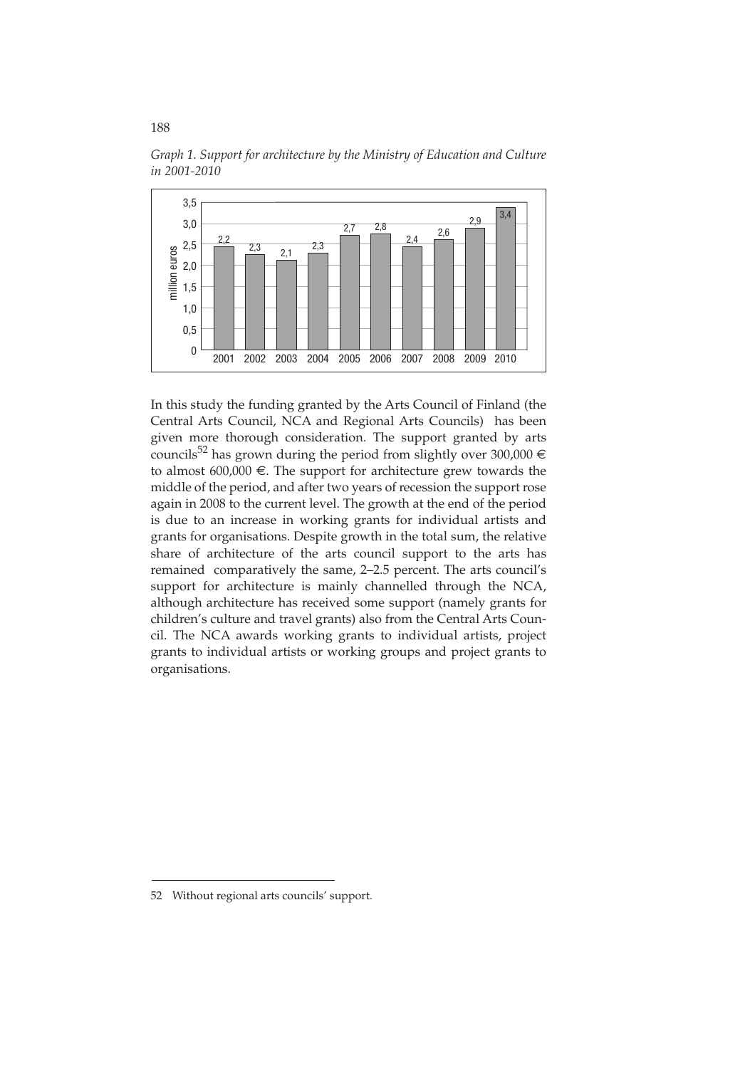*Graph 1. Support for architecture by the Ministry of Education and Culture in 2001-2010*

| Year | million euros |
|---|---|
| 2001 | 2,2 |
| 2002 | 2,3 |
| 2003 | 2,1 |
| 2004 | 2,3 |
| 2005 | 2,7 |
| 2006 | 2,8 |
| 2007 | 2,4 |
| 2008 | 2,6 |
| 2009 | 2,9 |
| 2010 | 3,4 |

In this study the funding granted by the Arts Council of Finland (the Central Arts Council, NCA and Regional Arts Councils) has been given more thorough consideration. The support granted by arts councils[52] has grown during the period from slightly over 300,000 € to almost 600,000 €. The support for architecture grew towards the middle of the period, and after two years of recession the support rose again in 2008 to the current level. The growth at the end of the period is due to an increase in working grants for individual artists and grants for organisations. Despite growth in the total sum, the relative share of architecture of the arts council support to the arts has remained comparatively the same, 2–2.5 percent. The arts council's support for architecture is mainly channelled through the NCA, although architecture has received some support (namely grants for children's culture and travel grants) also from the Central Arts Council. The NCA awards working grants to individual artists, project grants to individual artists or working groups and project grants to organisations.

52 Without regional arts councils' support.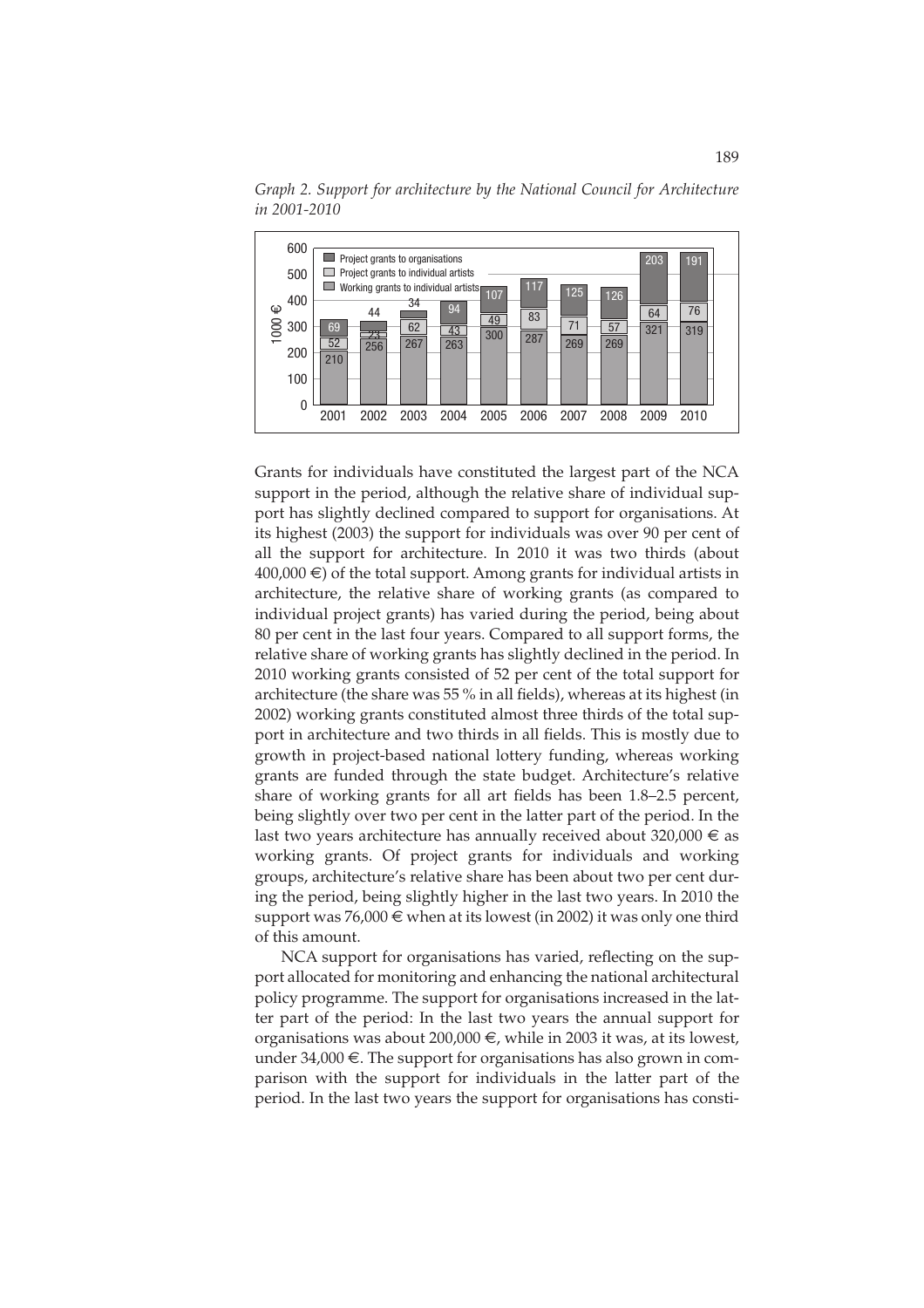*Graph 2. Support for architecture by the National Council for Architecture in 2001-2010*

| Year | Working grants to individual artists | Project grants to individual artists | Project grants to organisations |
|---|---|---|---|
| 2001 | 210 | 52 | 69 |
| 2002 | 256 | 23 | 44 |
| 2003 | 267 | 62 | 34 |
| 2004 | 263 | 43 | 94 |
| 2005 | 300 | 49 | 107 |
| 2006 | 287 | 83 | 117 |
| 2007 | 269 | 71 | 125 |
| 2008 | 269 | 57 | 126 |
| 2009 | 321 | 64 | 203 |
| 2010 | 319 | 76 | 191 |

(1000 €)

Grants for individuals have constituted the largest part of the NCA support in the period, although the relative share of individual support has slightly declined compared to support for organisations. At its highest (2003) the support for individuals was over 90 per cent of all the support for architecture. In 2010 it was two thirds (about 400,000 €) of the total support. Among grants for individual artists in architecture, the relative share of working grants (as compared to individual project grants) has varied during the period, being about 80 per cent in the last four years. Compared to all support forms, the relative share of working grants has slightly declined in the period. In 2010 working grants consisted of 52 per cent of the total support for architecture (the share was 55 % in all fields), whereas at its highest (in 2002) working grants constituted almost three thirds of the total support in architecture and two thirds in all fields. This is mostly due to growth in project-based national lottery funding, whereas working grants are funded through the state budget. Architecture's relative share of working grants for all art fields has been 1.8–2.5 percent, being slightly over two per cent in the latter part of the period. In the last two years architecture has annually received about 320,000 € as working grants. Of project grants for individuals and working groups, architecture's relative share has been about two per cent during the period, being slightly higher in the last two years. In 2010 the support was 76,000 € when at its lowest (in 2002) it was only one third of this amount.

NCA support for organisations has varied, reflecting on the support allocated for monitoring and enhancing the national architectural policy programme. The support for organisations increased in the latter part of the period: In the last two years the annual support for organisations was about 200,000 €, while in 2003 it was, at its lowest, under 34,000 €. The support for organisations has also grown in comparison with the support for individuals in the latter part of the period. In the last two years the support for organisations has consti-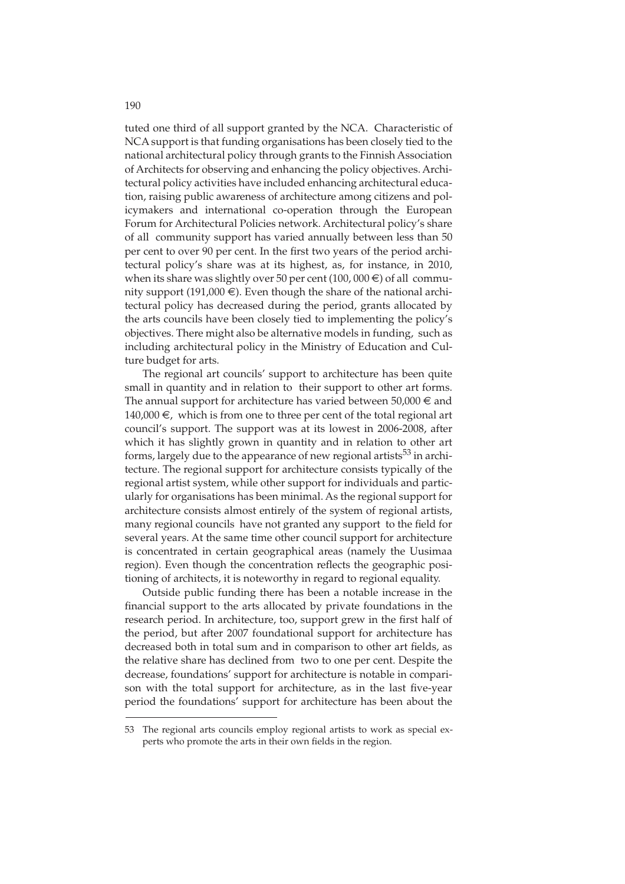tuted one third of all support granted by the NCA. Characteristic of NCA support is that funding organisations has been closely tied to the national architectural policy through grants to the Finnish Association of Architects for observing and enhancing the policy objectives. Architectural policy activities have included enhancing architectural education, raising public awareness of architecture among citizens and policymakers and international co-operation through the European Forum for Architectural Policies network. Architectural policy's share of all community support has varied annually between less than 50 per cent to over 90 per cent. In the first two years of the period architectural policy's share was at its highest, as, for instance, in 2010, when its share was slightly over 50 per cent (100, 000 €) of all community support (191,000 €). Even though the share of the national architectural policy has decreased during the period, grants allocated by the arts councils have been closely tied to implementing the policy's objectives. There might also be alternative models in funding, such as including architectural policy in the Ministry of Education and Culture budget for arts.

The regional art councils' support to architecture has been quite small in quantity and in relation to their support to other art forms. The annual support for architecture has varied between 50,000 € and 140,000 €, which is from one to three per cent of the total regional art council's support. The support was at its lowest in 2006-2008, after which it has slightly grown in quantity and in relation to other art forms, largely due to the appearance of new regional artists[53] in architecture. The regional support for architecture consists typically of the regional artist system, while other support for individuals and particularly for organisations has been minimal. As the regional support for architecture consists almost entirely of the system of regional artists, many regional councils have not granted any support to the field for several years. At the same time other council support for architecture is concentrated in certain geographical areas (namely the Uusimaa region). Even though the concentration reflects the geographic positioning of architects, it is noteworthy in regard to regional equality.

Outside public funding there has been a notable increase in the financial support to the arts allocated by private foundations in the research period. In architecture, too, support grew in the first half of the period, but after 2007 foundational support for architecture has decreased both in total sum and in comparison to other art fields, as the relative share has declined from two to one per cent. Despite the decrease, foundations' support for architecture is notable in comparison with the total support for architecture, as in the last five-year period the foundations' support for architecture has been about the

---

53 The regional arts councils employ regional artists to work as special experts who promote the arts in their own fields in the region.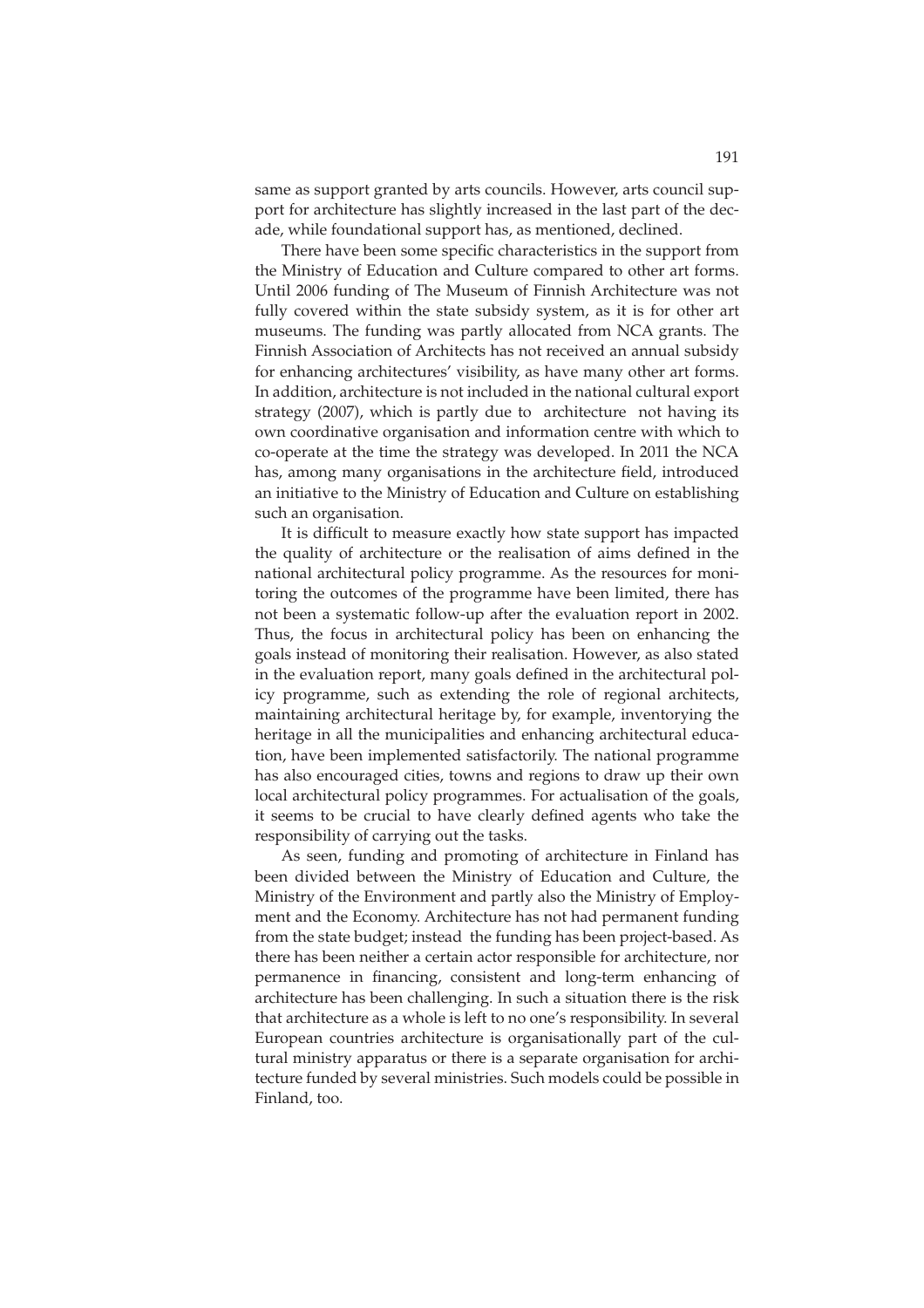same as support granted by arts councils. However, arts council support for architecture has slightly increased in the last part of the decade, while foundational support has, as mentioned, declined.

There have been some specific characteristics in the support from the Ministry of Education and Culture compared to other art forms. Until 2006 funding of The Museum of Finnish Architecture was not fully covered within the state subsidy system, as it is for other art museums. The funding was partly allocated from NCA grants. The Finnish Association of Architects has not received an annual subsidy for enhancing architectures' visibility, as have many other art forms. In addition, architecture is not included in the national cultural export strategy (2007), which is partly due to architecture not having its own coordinative organisation and information centre with which to co-operate at the time the strategy was developed. In 2011 the NCA has, among many organisations in the architecture field, introduced an initiative to the Ministry of Education and Culture on establishing such an organisation.

It is difficult to measure exactly how state support has impacted the quality of architecture or the realisation of aims defined in the national architectural policy programme. As the resources for monitoring the outcomes of the programme have been limited, there has not been a systematic follow-up after the evaluation report in 2002. Thus, the focus in architectural policy has been on enhancing the goals instead of monitoring their realisation. However, as also stated in the evaluation report, many goals defined in the architectural policy programme, such as extending the role of regional architects, maintaining architectural heritage by, for example, inventorying the heritage in all the municipalities and enhancing architectural education, have been implemented satisfactorily. The national programme has also encouraged cities, towns and regions to draw up their own local architectural policy programmes. For actualisation of the goals, it seems to be crucial to have clearly defined agents who take the responsibility of carrying out the tasks.

As seen, funding and promoting of architecture in Finland has been divided between the Ministry of Education and Culture, the Ministry of the Environment and partly also the Ministry of Employment and the Economy. Architecture has not had permanent funding from the state budget; instead the funding has been project-based. As there has been neither a certain actor responsible for architecture, nor permanence in financing, consistent and long-term enhancing of architecture has been challenging. In such a situation there is the risk that architecture as a whole is left to no one's responsibility. In several European countries architecture is organisationally part of the cultural ministry apparatus or there is a separate organisation for architecture funded by several ministries. Such models could be possible in Finland, too.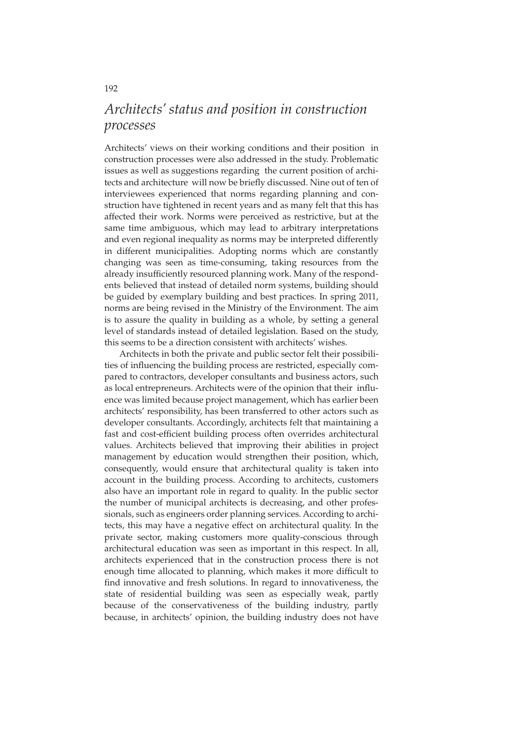## *Architects' status and position in construction processes*

Architects' views on their working conditions and their position in construction processes were also addressed in the study. Problematic issues as well as suggestions regarding the current position of architects and architecture will now be briefly discussed. Nine out of ten of interviewees experienced that norms regarding planning and construction have tightened in recent years and as many felt that this has affected their work. Norms were perceived as restrictive, but at the same time ambiguous, which may lead to arbitrary interpretations and even regional inequality as norms may be interpreted differently in different municipalities. Adopting norms which are constantly changing was seen as time-consuming, taking resources from the already insufficiently resourced planning work. Many of the respondents believed that instead of detailed norm systems, building should be guided by exemplary building and best practices. In spring 2011, norms are being revised in the Ministry of the Environment. The aim is to assure the quality in building as a whole, by setting a general level of standards instead of detailed legislation. Based on the study, this seems to be a direction consistent with architects' wishes.

Architects in both the private and public sector felt their possibilities of influencing the building process are restricted, especially compared to contractors, developer consultants and business actors, such as local entrepreneurs. Architects were of the opinion that their influence was limited because project management, which has earlier been architects' responsibility, has been transferred to other actors such as developer consultants. Accordingly, architects felt that maintaining a fast and cost-efficient building process often overrides architectural values. Architects believed that improving their abilities in project management by education would strengthen their position, which, consequently, would ensure that architectural quality is taken into account in the building process. According to architects, customers also have an important role in regard to quality. In the public sector the number of municipal architects is decreasing, and other professionals, such as engineers order planning services. According to architects, this may have a negative effect on architectural quality. In the private sector, making customers more quality-conscious through architectural education was seen as important in this respect. In all, architects experienced that in the construction process there is not enough time allocated to planning, which makes it more difficult to find innovative and fresh solutions. In regard to innovativeness, the state of residential building was seen as especially weak, partly because of the conservativeness of the building industry, partly because, in architects' opinion, the building industry does not have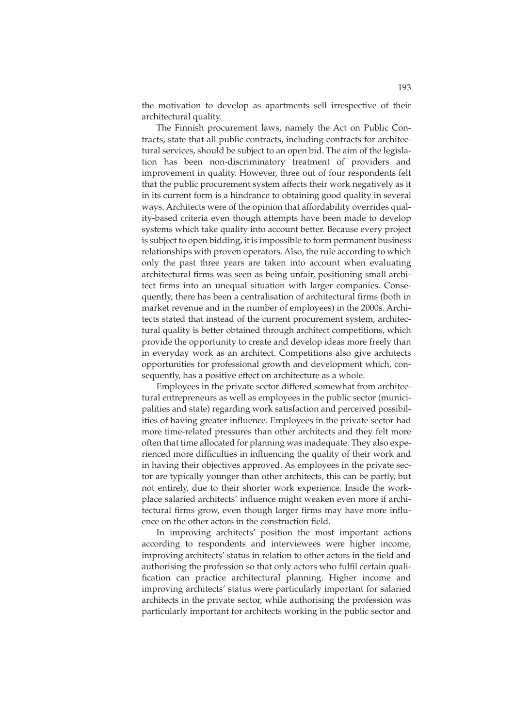the motivation to develop as apartments sell irrespective of their architectural quality.

The Finnish procurement laws, namely the Act on Public Contracts, state that all public contracts, including contracts for architectural services, should be subject to an open bid. The aim of the legislation has been non-discriminatory treatment of providers and improvement in quality. However, three out of four respondents felt that the public procurement system affects their work negatively as it in its current form is a hindrance to obtaining good quality in several ways. Architects were of the opinion that affordability overrides quality-based criteria even though attempts have been made to develop systems which take quality into account better. Because every project is subject to open bidding, it is impossible to form permanent business relationships with proven operators. Also, the rule according to which only the past three years are taken into account when evaluating architectural firms was seen as being unfair, positioning small architect firms into an unequal situation with larger companies. Consequently, there has been a centralisation of architectural firms (both in market revenue and in the number of employees) in the 2000s. Architects stated that instead of the current procurement system, architectural quality is better obtained through architect competitions, which provide the opportunity to create and develop ideas more freely than in everyday work as an architect. Competitions also give architects opportunities for professional growth and development which, consequently, has a positive effect on architecture as a whole.

Employees in the private sector differed somewhat from architectural entrepreneurs as well as employees in the public sector (municipalities and state) regarding work satisfaction and perceived possibilities of having greater influence. Employees in the private sector had more time-related pressures than other architects and they felt more often that time allocated for planning was inadequate. They also experienced more difficulties in influencing the quality of their work and in having their objectives approved. As employees in the private sector are typically younger than other architects, this can be partly, but not entirely, due to their shorter work experience. Inside the workplace salaried architects' influence might weaken even more if architectural firms grow, even though larger firms may have more influence on the other actors in the construction field.

In improving architects' position the most important actions according to respondents and interviewees were higher income, improving architects' status in relation to other actors in the field and authorising the profession so that only actors who fulfil certain qualification can practice architectural planning. Higher income and improving architects' status were particularly important for salaried architects in the private sector, while authorising the profession was particularly important for architects working in the public sector and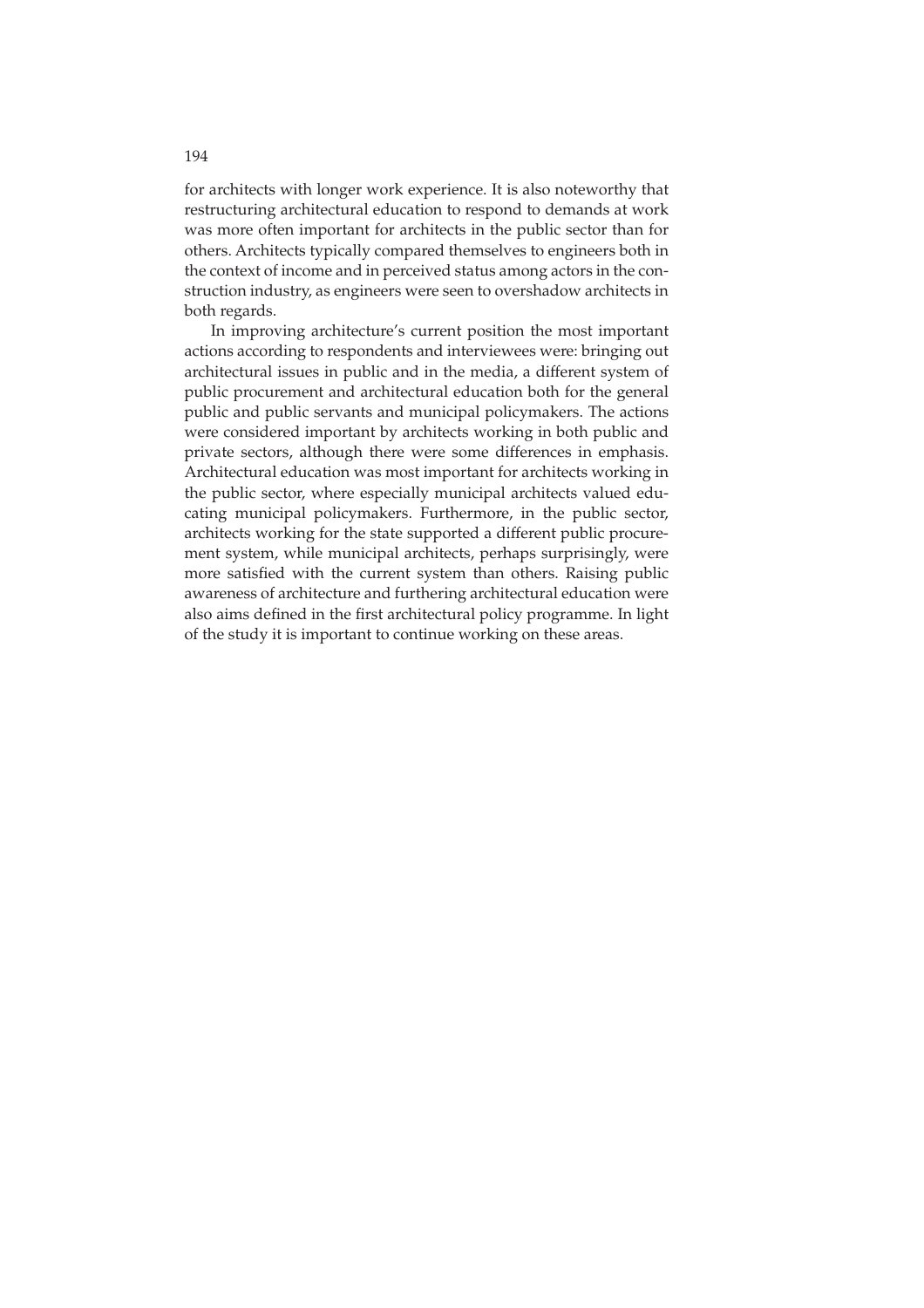for architects with longer work experience. It is also noteworthy that restructuring architectural education to respond to demands at work was more often important for architects in the public sector than for others. Architects typically compared themselves to engineers both in the context of income and in perceived status among actors in the construction industry, as engineers were seen to overshadow architects in both regards.

In improving architecture's current position the most important actions according to respondents and interviewees were: bringing out architectural issues in public and in the media, a different system of public procurement and architectural education both for the general public and public servants and municipal policymakers. The actions were considered important by architects working in both public and private sectors, although there were some differences in emphasis. Architectural education was most important for architects working in the public sector, where especially municipal architects valued educating municipal policymakers. Furthermore, in the public sector, architects working for the state supported a different public procurement system, while municipal architects, perhaps surprisingly, were more satisfied with the current system than others. Raising public awareness of architecture and furthering architectural education were also aims defined in the first architectural policy programme. In light of the study it is important to continue working on these areas.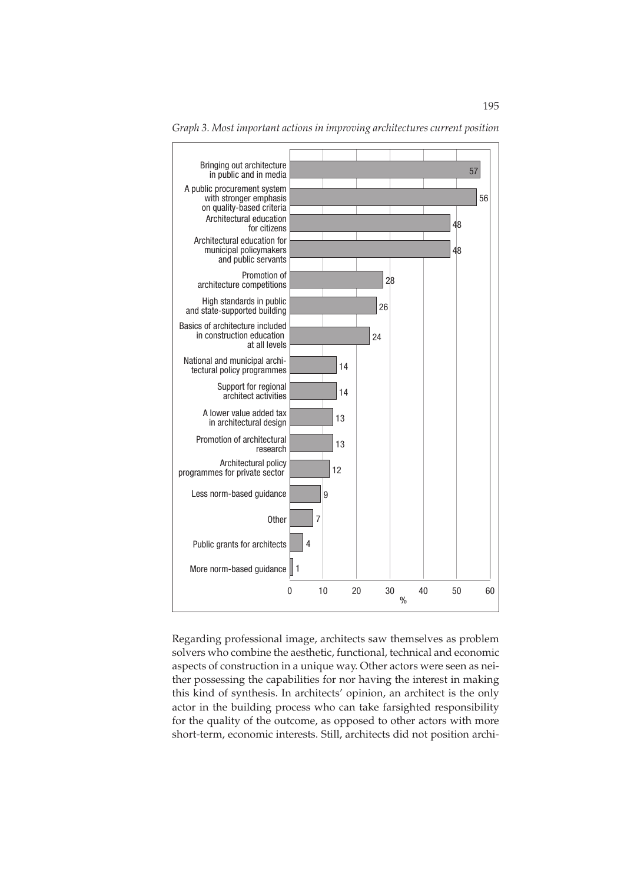*Graph 3. Most important actions in improving architectures current position*

| Action | % |
|---|---|
| Bringing out architecture in public and in media | 57 |
| A public procurement system with stronger emphasis on quality-based criteria | 56 |
| Architectural education for citizens | 48 |
| Architectural education for municipal policymakers and public servants | 48 |
| Promotion of architecture competitions | 28 |
| High standards in public and state-supported building | 26 |
| Basics of architecture included in construction education at all levels | 24 |
| National and municipal architectural policy programmes | 14 |
| Support for regional architect activities | 14 |
| A lower value added tax in architectural design | 13 |
| Promotion of architectural research | 13 |
| Architectural policy programmes for private sector | 12 |
| Less norm-based guidance | 9 |
| Other | 7 |
| Public grants for architects | 4 |
| More norm-based guidance | 1 |

Regarding professional image, architects saw themselves as problem solvers who combine the aesthetic, functional, technical and economic aspects of construction in a unique way. Other actors were seen as neither possessing the capabilities for nor having the interest in making this kind of synthesis. In architects' opinion, an architect is the only actor in the building process who can take farsighted responsibility for the quality of the outcome, as opposed to other actors with more short-term, economic interests. Still, architects did not position archi-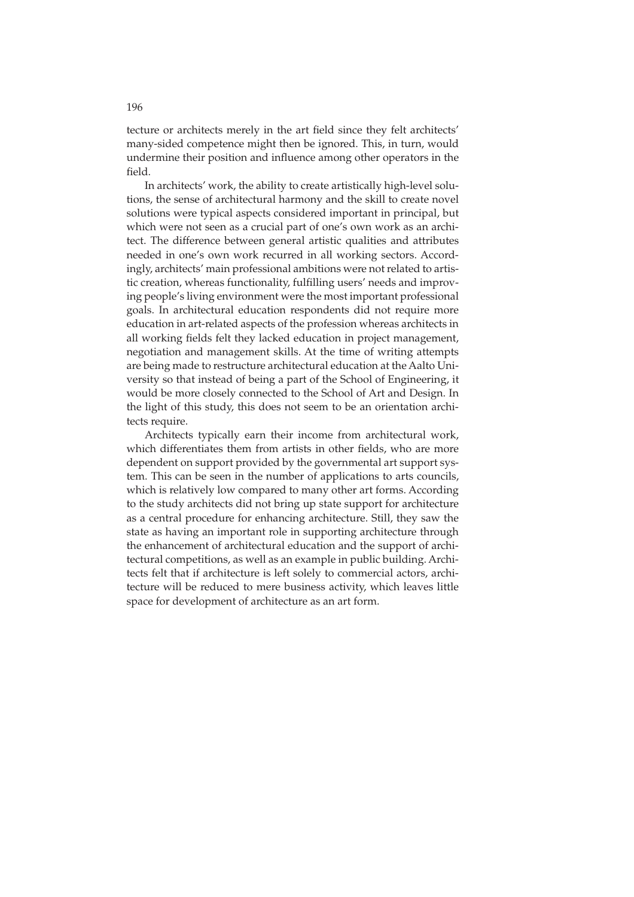tecture or architects merely in the art field since they felt architects' many-sided competence might then be ignored. This, in turn, would undermine their position and influence among other operators in the field.

In architects' work, the ability to create artistically high-level solutions, the sense of architectural harmony and the skill to create novel solutions were typical aspects considered important in principal, but which were not seen as a crucial part of one's own work as an architect. The difference between general artistic qualities and attributes needed in one's own work recurred in all working sectors. Accordingly, architects' main professional ambitions were not related to artistic creation, whereas functionality, fulfilling users' needs and improving people's living environment were the most important professional goals. In architectural education respondents did not require more education in art-related aspects of the profession whereas architects in all working fields felt they lacked education in project management, negotiation and management skills. At the time of writing attempts are being made to restructure architectural education at the Aalto University so that instead of being a part of the School of Engineering, it would be more closely connected to the School of Art and Design. In the light of this study, this does not seem to be an orientation architects require.

Architects typically earn their income from architectural work, which differentiates them from artists in other fields, who are more dependent on support provided by the governmental art support system. This can be seen in the number of applications to arts councils, which is relatively low compared to many other art forms. According to the study architects did not bring up state support for architecture as a central procedure for enhancing architecture. Still, they saw the state as having an important role in supporting architecture through the enhancement of architectural education and the support of architectural competitions, as well as an example in public building. Architects felt that if architecture is left solely to commercial actors, architecture will be reduced to mere business activity, which leaves little space for development of architecture as an art form.